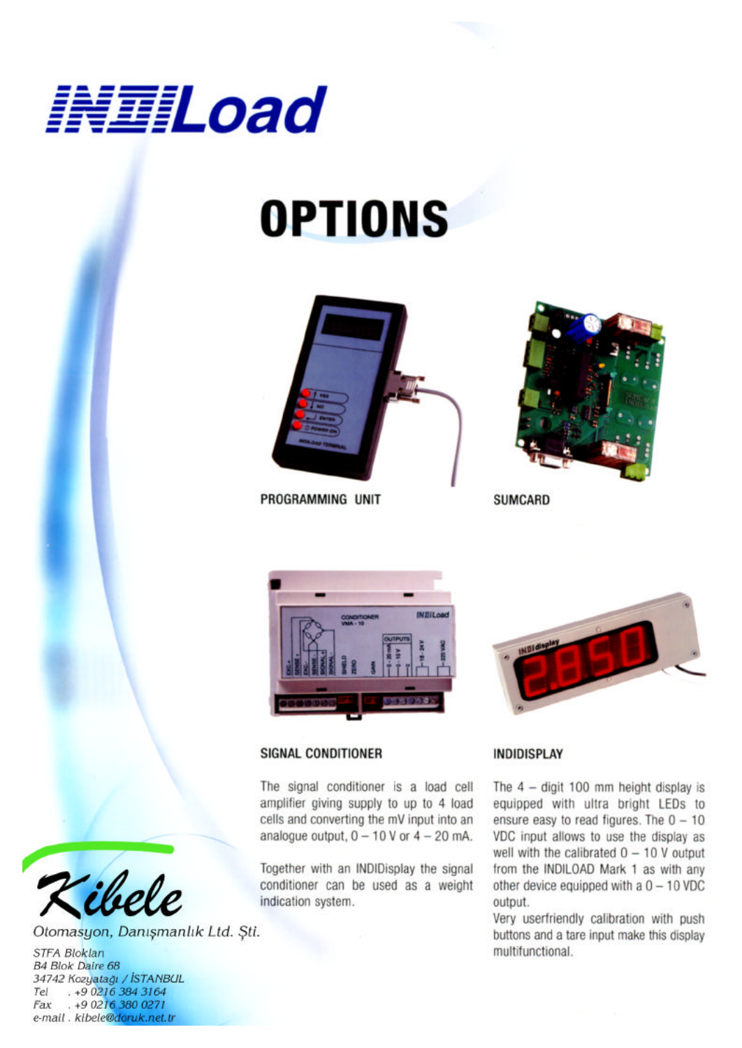# INDILoad

# OPTIONS

PROGRAMMING UNIT

SUMCARD

## SIGNAL CONDITIONER

The signal conditioner is a load cell amplifier giving supply to up to 4 load cells and converting the mV input into an analogue output, 0 – 10 V or 4 – 20 mA.

Together with an INDIDisplay the signal conditioner can be used as a weight indication system.

## INDIDISPLAY

The 4 – digit 100 mm height display is equipped with ultra bright LEDs to ensure easy to read figures. The 0 – 10 VDC input allows to use the display as well with the calibrated 0 – 10 V output from the INDILOAD Mark 1 as with any other device equipped with a 0 – 10 VDC output.

Very userfriendly calibration with push buttons and a tare input make this display multifunctional.

**Kibele**

Otomasyon, Danışmanlık Ltd. Şti.

STFA Blokları
B4 Blok Daire 68
34742 Kozyatağı / İSTANBUL
Tel . +9 0216 384 3164
Fax . +9 0216 380 0271
e-mail . kibele@doruk.net.tr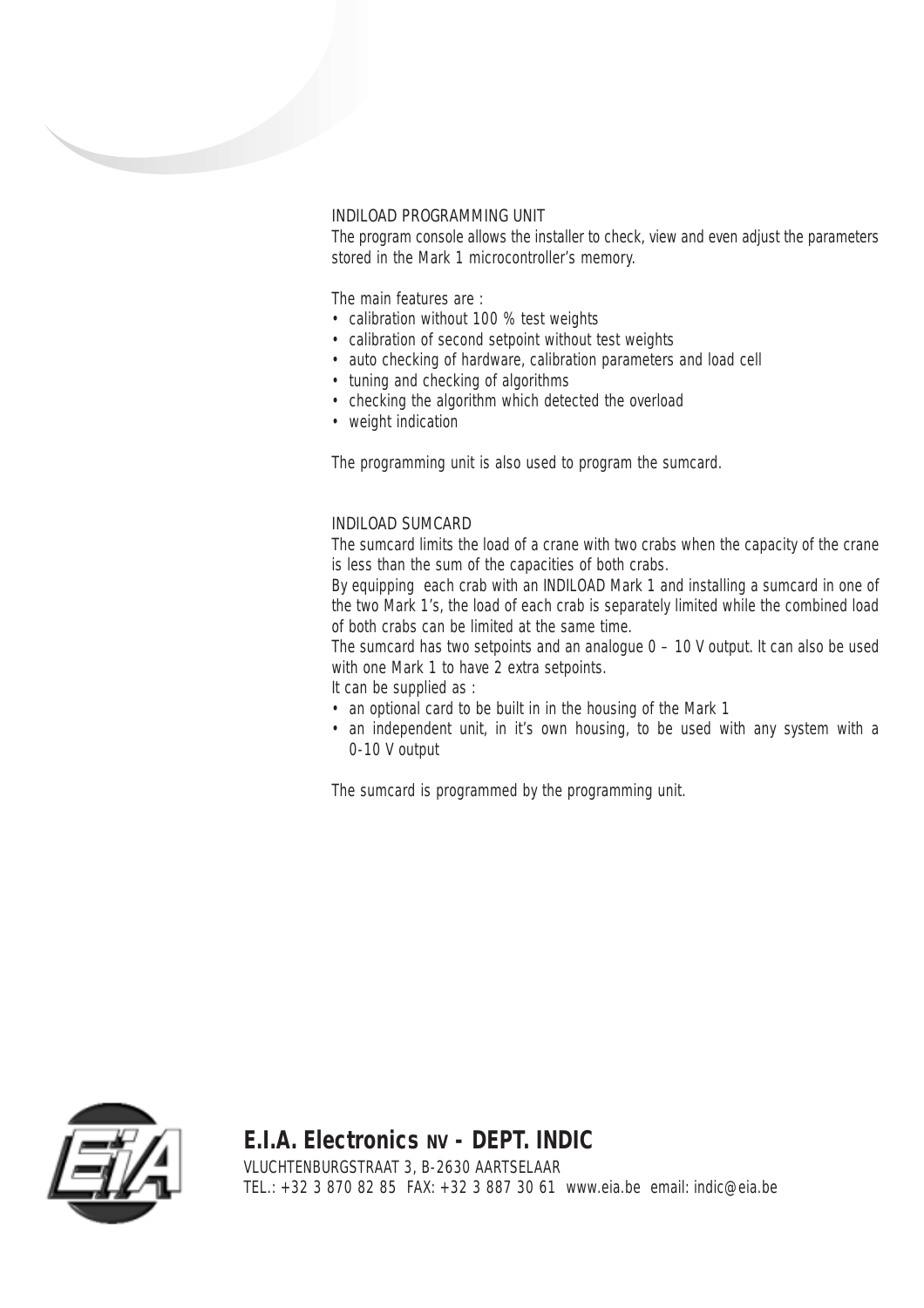## INDILOAD PROGRAMMING UNIT

The program console allows the installer to check, view and even adjust the parameters stored in the Mark 1 microcontroller's memory.

The main features are :

- calibration without 100 % test weights
- calibration of second setpoint without test weights
- auto checking of hardware, calibration parameters and load cell
- tuning and checking of algorithms
- checking the algorithm which detected the overload
- weight indication

The programming unit is also used to program the sumcard.

## INDILOAD SUMCARD

The sumcard limits the load of a crane with two crabs when the capacity of the crane is less than the sum of the capacities of both crabs.

By equipping each crab with an INDILOAD Mark 1 and installing a sumcard in one of the two Mark 1's, the load of each crab is separately limited while the combined load of both crabs can be limited at the same time.

The sumcard has two setpoints and an analogue 0 – 10 V output. It can also be used with one Mark 1 to have 2 extra setpoints.

It can be supplied as :

- an optional card to be built in in the housing of the Mark 1
- an independent unit, in it's own housing, to be used with any system with a 0-10 V output

The sumcard is programmed by the programming unit.

**E.I.A. Electronics NV - DEPT. INDIC**

VLUCHTENBURGSTRAAT 3, B-2630 AARTSELAAR

TEL.: +32 3 870 82 85 FAX: +32 3 887 30 61 www.eia.be email: indic@eia.be